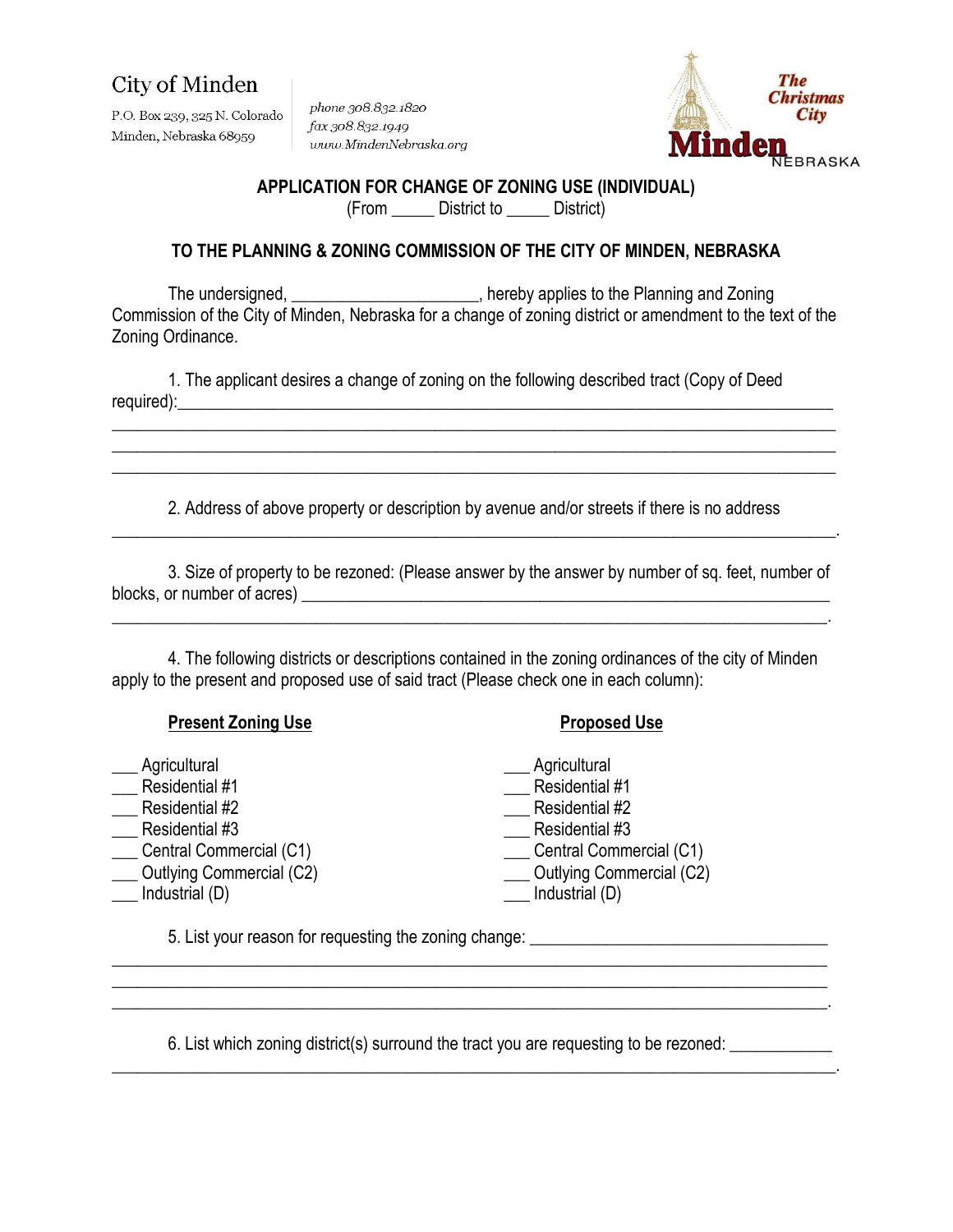City of Minden

P.O. Box 239, 325 N. Colorado
Minden, Nebraska 68959

*phone 308.832.1820*
*fax 308.832.1949*
*www.MindenNebraska.org*

The Christmas City
Minden NEBRASKA

## APPLICATION FOR CHANGE OF ZONING USE (INDIVIDUAL)

(From _____ District to _____ District)

### TO THE PLANNING & ZONING COMMISSION OF THE CITY OF MINDEN, NEBRASKA

The undersigned, _____________________, hereby applies to the Planning and Zoning Commission of the City of Minden, Nebraska for a change of zoning district or amendment to the text of the Zoning Ordinance.

1. The applicant desires a change of zoning on the following described tract (Copy of Deed required):_____________________________________________________________________________
_____________________________________________________________________________
_____________________________________________________________________________
_____________________________________________________________________________

2. Address of above property or description by avenue and/or streets if there is no address
_____________________________________________________________________________.

3. Size of property to be rezoned: (Please answer by the answer by number of sq. feet, number of blocks, or number of acres) ______________________________________________________
_____________________________________________________________________________.

4. The following districts or descriptions contained in the zoning ordinances of the city of Minden apply to the present and proposed use of said tract (Please check one in each column):

| **Present Zoning Use** | **Proposed Use** |
|---|---|
| ___ Agricultural | ___ Agricultural |
| ___ Residential #1 | ___ Residential #1 |
| ___ Residential #2 | ___ Residential #2 |
| ___ Residential #3 | ___ Residential #3 |
| ___ Central Commercial (C1) | ___ Central Commercial (C1) |
| ___ Outlying Commercial (C2) | ___ Outlying Commercial (C2) |
| ___ Industrial (D) | ___ Industrial (D) |

5. List your reason for requesting the zoning change: _________________________________
_____________________________________________________________________________
_____________________________________________________________________________
_____________________________________________________________________________.

6. List which zoning district(s) surround the tract you are requesting to be rezoned: ___________
_____________________________________________________________________________.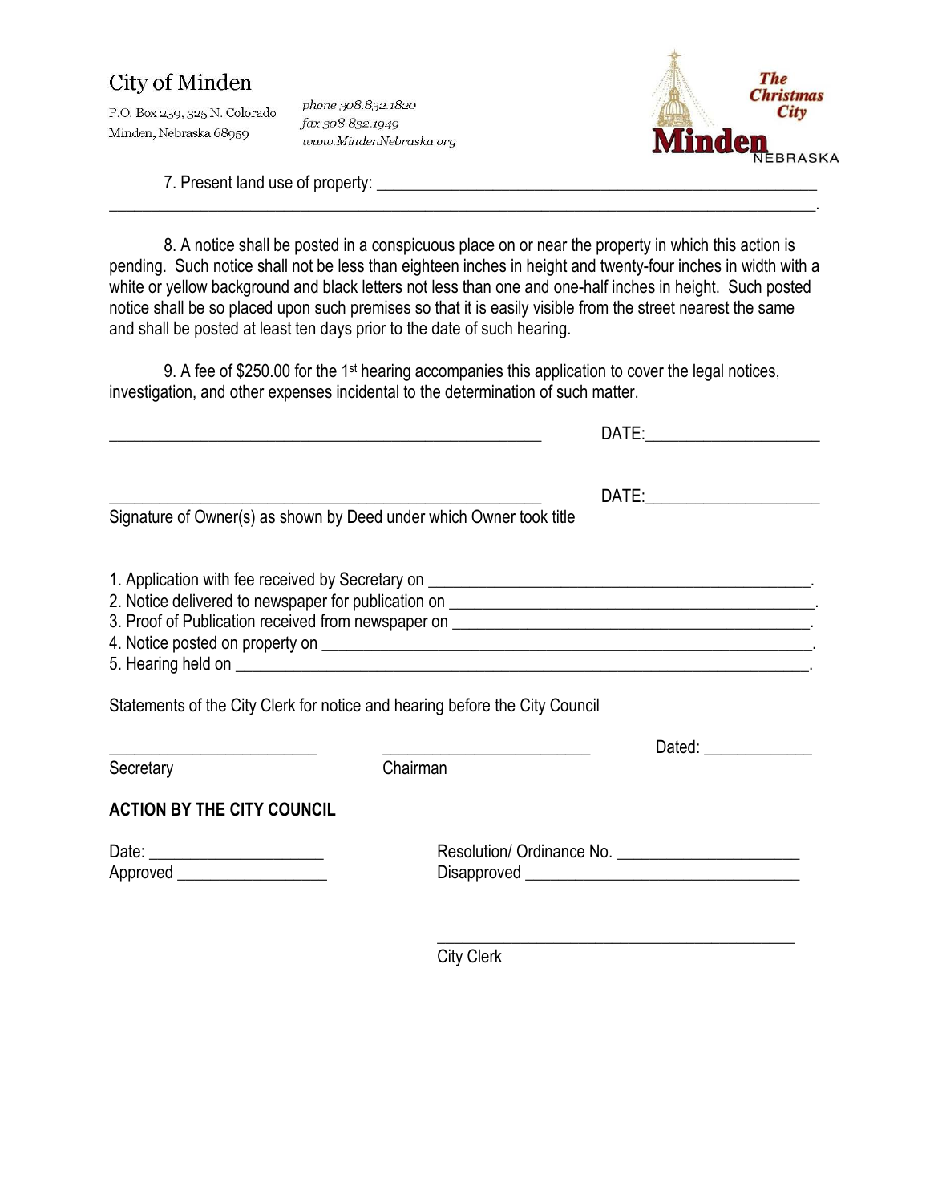City of Minden

P.O. Box 239, 325 N. Colorado
Minden, Nebraska 68959

phone 308.832.1820
fax 308.832.1949
www.MindenNebraska.org

The Christmas City
Minden NEBRASKA

7. Present land use of property: ______________________________________________________
______________________________________________________________________________.

8. A notice shall be posted in a conspicuous place on or near the property in which this action is pending. Such notice shall not be less than eighteen inches in height and twenty-four inches in width with a white or yellow background and black letters not less than one and one-half inches in height. Such posted notice shall be so placed upon such premises so that it is easily visible from the street nearest the same and shall be posted at least ten days prior to the date of such hearing.

9. A fee of $250.00 for the 1st hearing accompanies this application to cover the legal notices, investigation, and other expenses incidental to the determination of such matter.

______________________________________________ DATE:____________________

______________________________________________ DATE:____________________
Signature of Owner(s) as shown by Deed under which Owner took title

1. Application with fee received by Secretary on ______________________________________.
2. Notice delivered to newspaper for publication on ____________________________________.
3. Proof of Publication received from newspaper on ____________________________________.
4. Notice posted on property on ___________________________________________________.
5. Hearing held on ______________________________________________________________.

Statements of the City Clerk for notice and hearing before the City Council

______________________ ______________________ Dated: ____________
Secretary Chairman

**ACTION BY THE CITY COUNCIL**

Date: ____________________ Resolution/ Ordinance No. ____________________
Approved _________________ Disapproved ______________________________

________________________________________
City Clerk